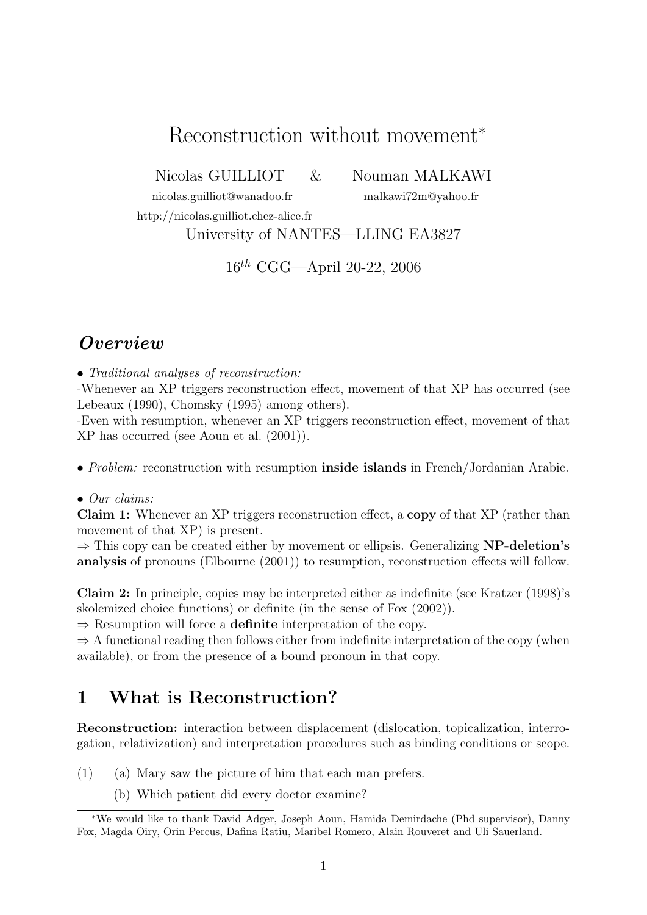# Reconstruction without movement*

Nicolas GUILLIOT & Nouman MALKAWI

nicolas.guilliot@wanadoo.fr malkawi72m@yahoo.fr

http://nicolas.guilliot.chez-alice.fr

University of NANTES—LLING EA3827

$16^{th}$ CGG—April 20-22, 2006

## *Overview*

• *Traditional analyses of reconstruction:*
-Whenever an XP triggers reconstruction effect, movement of that XP has occurred (see Lebeaux (1990), Chomsky (1995) among others).
-Even with resumption, whenever an XP triggers reconstruction effect, movement of that XP has occurred (see Aoun et al. (2001)).

• *Problem:* reconstruction with resumption **inside islands** in French/Jordanian Arabic.

• *Our claims:*
**Claim 1:** Whenever an XP triggers reconstruction effect, a **copy** of that XP (rather than movement of that XP) is present.
⇒ This copy can be created either by movement or ellipsis. Generalizing **NP-deletion's analysis** of pronouns (Elbourne (2001)) to resumption, reconstruction effects will follow.

**Claim 2:** In principle, copies may be interpreted either as indefinite (see Kratzer (1998)'s skolemized choice functions) or definite (in the sense of Fox (2002)).
⇒ Resumption will force a **definite** interpretation of the copy.
⇒ A functional reading then follows either from indefinite interpretation of the copy (when available), or from the presence of a bound pronoun in that copy.

## 1 What is Reconstruction?

**Reconstruction:** interaction between displacement (dislocation, topicalization, interrogation, relativization) and interpretation procedures such as binding conditions or scope.

(1) (a) Mary saw the picture of him that each man prefers.
(b) Which patient did every doctor examine?

*We would like to thank David Adger, Joseph Aoun, Hamida Demirdache (Phd supervisor), Danny Fox, Magda Oiry, Orin Percus, Dafina Ratiu, Maribel Romero, Alain Rouveret and Uli Sauerland.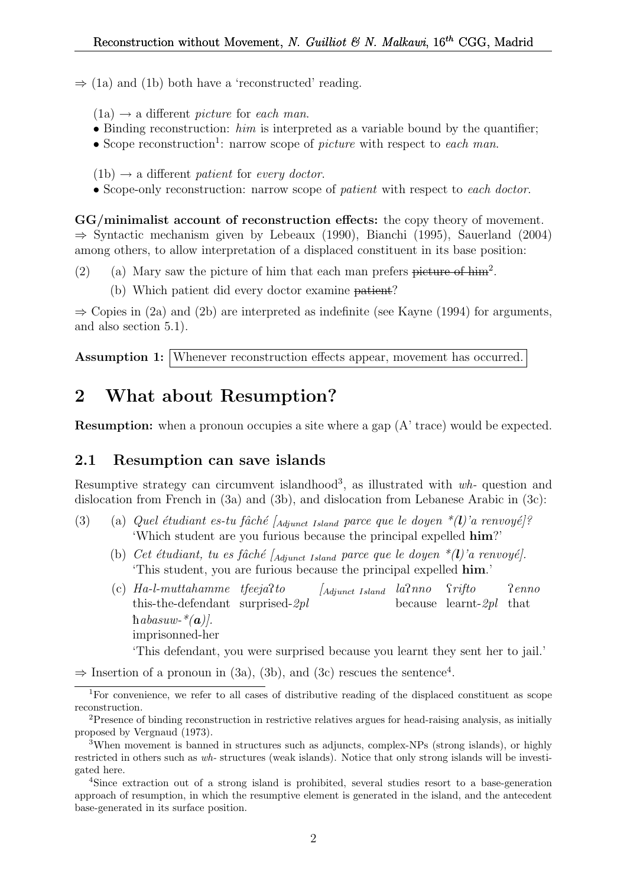⇒ (1a) and (1b) both have a 'reconstructed' reading.

(1a) → a different *picture* for *each man*.
- Binding reconstruction: *him* is interpreted as a variable bound by the quantifier;
- Scope reconstruction[1]: narrow scope of *picture* with respect to *each man*.

(1b) → a different *patient* for *every doctor*.
- Scope-only reconstruction: narrow scope of *patient* with respect to *each doctor*.

**GG/minimalist account of reconstruction effects:** the copy theory of movement.
⇒ Syntactic mechanism given by Lebeaux (1990), Bianchi (1995), Sauerland (2004) among others, to allow interpretation of a displaced constituent in its base position:

(2) (a) Mary saw the picture of him that each man prefers ~~picture of him~~[2].
   (b) Which patient did every doctor examine ~~patient~~?

⇒ Copies in (2a) and (2b) are interpreted as indefinite (see Kayne (1994) for arguments, and also section 5.1).

**Assumption 1:** Whenever reconstruction effects appear, movement has occurred.

## 2 What about Resumption?

**Resumption:** when a pronoun occupies a site where a gap (A' trace) would be expected.

### 2.1 Resumption can save islands

Resumptive strategy can circumvent islandhood[3], as illustrated with *wh-* question and dislocation from French in (3a) and (3b), and dislocation from Lebanese Arabic in (3c):

(3) (a) *Quel étudiant es-tu fâché [$_{Adjunct\ Island}$ parce que le doyen \*(**l**)'a renvoyé]?*
   'Which student are you furious because the principal expelled **him**?'
   (b) *Cet étudiant, tu es fâché [$_{Adjunct\ Island}$ parce que le doyen \*(**l**)'a renvoyé].*
   'This student, you are furious because the principal expelled **him**.'
   (c) *Ha-l-muttahamme tfeejaʔto [$_{Adjunct\ Island}$ laʔnno ʕrifto ʔenno ħabasuw-\*(**a**)].*
   this-the-defendant surprised-*2pl* because learnt-*2pl* that imprisonned-her
   'This defendant, you were surprised because you learnt they sent her to jail.'

⇒ Insertion of a pronoun in (3a), (3b), and (3c) rescues the sentence[4].

---

[1] For convenience, we refer to all cases of distributive reading of the displaced constituent as scope reconstruction.

[2] Presence of binding reconstruction in restrictive relatives argues for head-raising analysis, as initially proposed by Vergnaud (1973).

[3] When movement is banned in structures such as adjuncts, complex-NPs (strong islands), or highly restricted in others such as *wh-* structures (weak islands). Notice that only strong islands will be investigated here.

[4] Since extraction out of a strong island is prohibited, several studies resort to a base-generation approach of resumption, in which the resumptive element is generated in the island, and the antecedent base-generated in its surface position.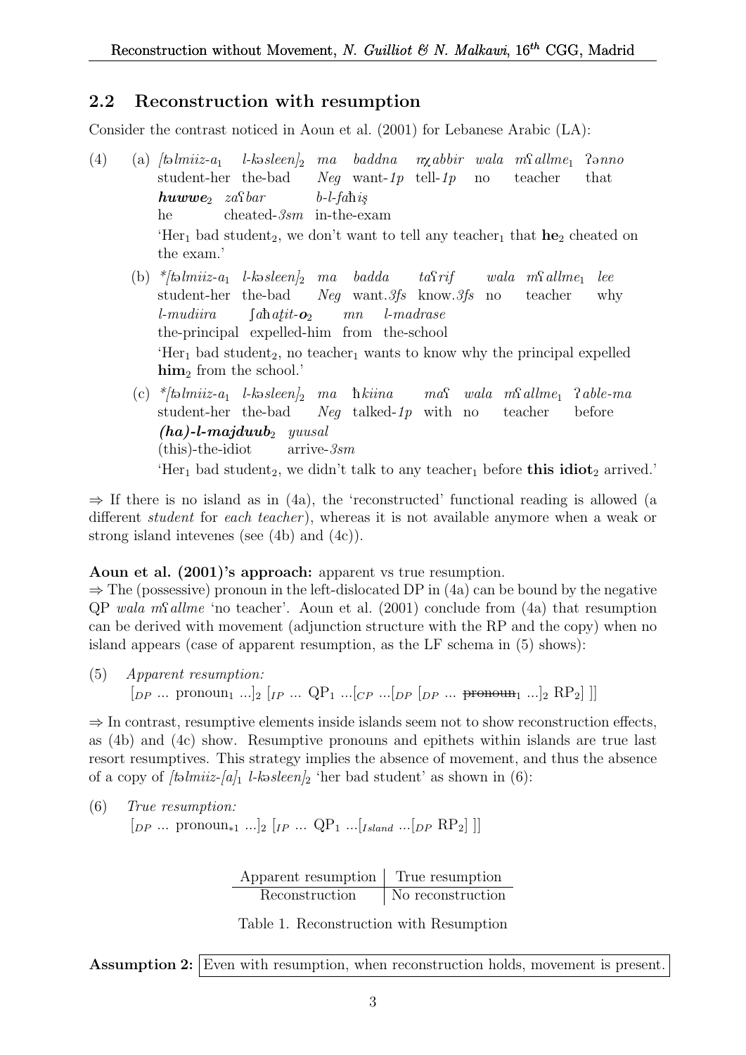## 2.2 Reconstruction with resumption

Consider the contrast noticed in Aoun et al. (2001) for Lebanese Arabic (LA):

(4) (a) *[təlmiiz-a$_1$ l-kəsleen]$_2$ ma baddna nχabbir wala mʕallme$_1$ ʔənno* **huwwe$_2$** *zaʕbar b-l-faħiṣ*
student-her the-bad *Neg* want-*1p* tell-*1p* no teacher that he cheated-*3sm* in-the-exam
'Her$_1$ bad student$_2$, we don't want to tell any teacher$_1$ that **he$_2$** cheated on the exam.'

(b) **[təlmiiz-a$_1$ l-kəsleen]$_2$ ma badda taʕrif wala mʕallme$_1$ lee l-mudiira ʃaħaṭit-**o**$_2$ mn l-madrase*
student-her the-bad *Neg* want.*3fs* know.*3fs* no teacher why the-principal expelled-him from the-school
'Her$_1$ bad student$_2$, no teacher$_1$ wants to know why the principal expelled **him$_2$** from the school.'

(c) **[təlmiiz-a$_1$ l-kəsleen]$_2$ ma ħkiina maʕ wala mʕallme$_1$ ʔable-ma* ***(ha)-l-majduub$_2$*** *yuusal*
student-her the-bad *Neg* talked-*1p* with no teacher before (this)-the-idiot arrive-*3sm*
'Her$_1$ bad student$_2$, we didn't talk to any teacher$_1$ before **this idiot$_2$** arrived.'

⇒ If there is no island as in (4a), the 'reconstructed' functional reading is allowed (a different *student* for *each teacher*), whereas it is not available anymore when a weak or strong island intevenes (see (4b) and (4c)).

**Aoun et al. (2001)'s approach:** apparent vs true resumption.
⇒ The (possessive) pronoun in the left-dislocated DP in (4a) can be bound by the negative QP *wala mʕallme* 'no teacher'. Aoun et al. (2001) conclude from (4a) that resumption can be derived with movement (adjunction structure with the RP and the copy) when no island appears (case of apparent resumption, as the LF schema in (5) shows):

(5) *Apparent resumption:*
$[_{DP}$ ... pronoun$_1$ ...$]_2$ $[_{IP}$ ... QP$_1$ ...$[_{CP}$ ...$[_{DP}$ $[_{DP}$ ... ~~pronoun$_1$~~ ...$]_2$ RP$_2]$ $]]$

⇒ In contrast, resumptive elements inside islands seem not to show reconstruction effects, as (4b) and (4c) show. Resumptive pronouns and epithets within islands are true last resort resumptives. This strategy implies the absence of movement, and thus the absence of a copy of *[təlmiiz-[a]$_1$ l-kəsleen]$_2$* 'her bad student' as shown in (6):

(6) *True resumption:*
$[_{DP}$ ... pronoun$_{*1}$ ...$]_2$ $[_{IP}$ ... QP$_1$ ...$[_{Island}$ ...$[_{DP}$ RP$_2]$ $]]$

| Apparent resumption | True resumption |
|---|---|
| Reconstruction | No reconstruction |

Table 1. Reconstruction with Resumption

**Assumption 2:** Even with resumption, when reconstruction holds, movement is present.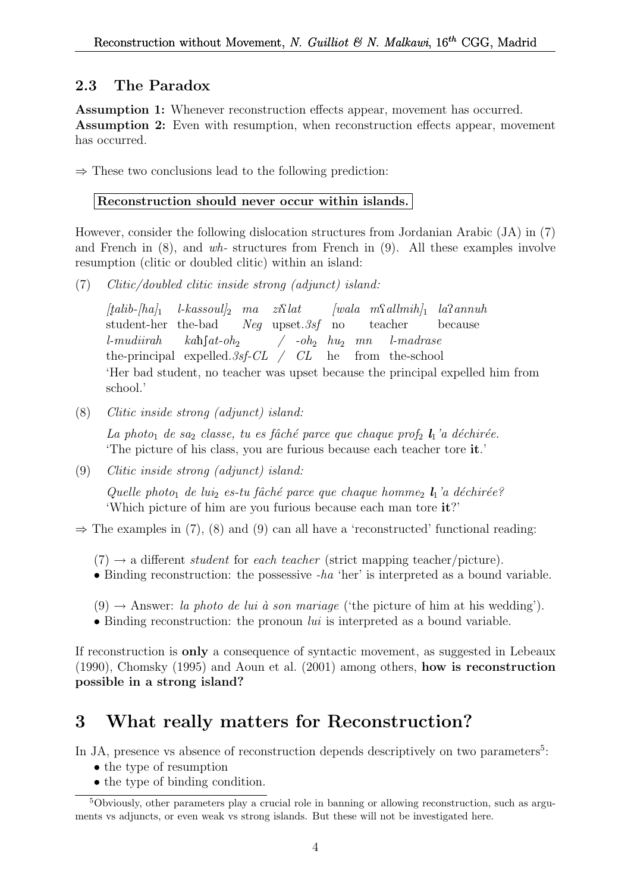## 2.3 The Paradox

**Assumption 1:** Whenever reconstruction effects appear, movement has occurred.
**Assumption 2:** Even with resumption, when reconstruction effects appear, movement has occurred.

⇒ These two conclusions lead to the following prediction:

**Reconstruction should never occur within islands.**

However, consider the following dislocation structures from Jordanian Arabic (JA) in (7) and French in (8), and *wh-* structures from French in (9). All these examples involve resumption (clitic or doubled clitic) within an island:

(7) *Clitic/doubled clitic inside strong (adjunct) island:*

*[ṭalib-[ha]$_1$ l-kassoul]$_2$ ma ziʕlat [wala mʕallmih]$_1$ laʔannuh*
student-her the-bad *Neg* upset.*3sf* no teacher because
*l-mudiirah kaħʃat-oh$_2$ / -oh$_2$ hu$_2$ mn l-madrase*
the-principal expelled.*3sf-CL* / *CL* he from the-school
'Her bad student, no teacher was upset because the principal expelled him from school.'

(8) *Clitic inside strong (adjunct) island:*

*La photo$_1$ de sa$_2$ classe, tu es fâché parce que chaque prof$_2$ **l**$_1$'a déchirée.*
'The picture of his class, you are furious because each teacher tore **it**.'

(9) *Clitic inside strong (adjunct) island:*

*Quelle photo$_1$ de lui$_2$ es-tu fâché parce que chaque homme$_2$ **l**$_1$'a déchirée?*
'Which picture of him are you furious because each man tore **it**?'

⇒ The examples in (7), (8) and (9) can all have a 'reconstructed' functional reading:

(7) → a different *student* for *each teacher* (strict mapping teacher/picture).
- Binding reconstruction: the possessive *-ha* 'her' is interpreted as a bound variable.

(9) → Answer: *la photo de lui à son mariage* ('the picture of him at his wedding').
- Binding reconstruction: the pronoun *lui* is interpreted as a bound variable.

If reconstruction is **only** a consequence of syntactic movement, as suggested in Lebeaux (1990), Chomsky (1995) and Aoun et al. (2001) among others, **how is reconstruction possible in a strong island?**

# 3 What really matters for Reconstruction?

In JA, presence vs absence of reconstruction depends descriptively on two parameters[5]:
- the type of resumption
- the type of binding condition.

[5]Obviously, other parameters play a crucial role in banning or allowing reconstruction, such as arguments vs adjuncts, or even weak vs strong islands. But these will not be investigated here.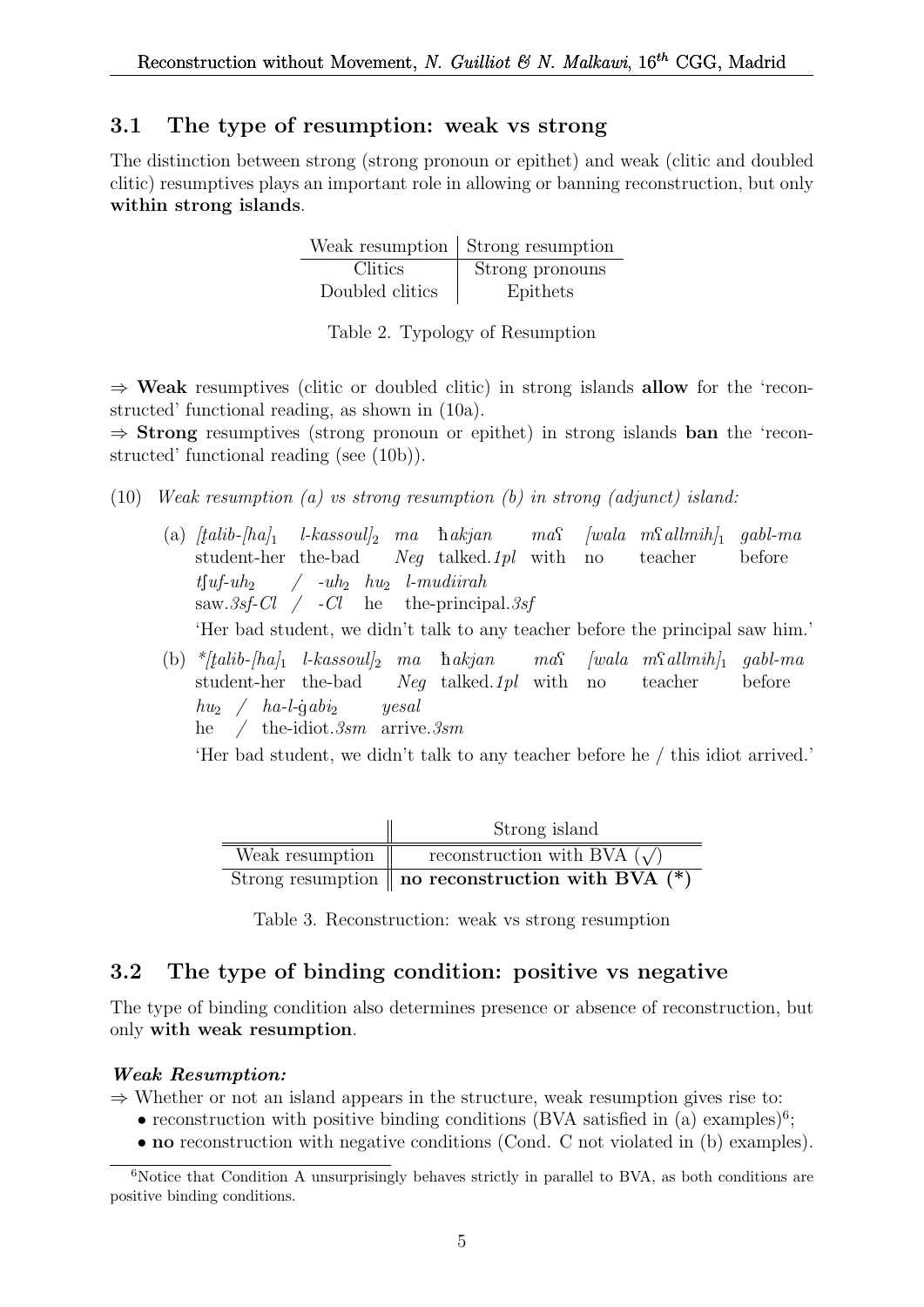## 3.1 The type of resumption: weak vs strong

The distinction between strong (strong pronoun or epithet) and weak (clitic and doubled clitic) resumptives plays an important role in allowing or banning reconstruction, but only **within strong islands**.

| Weak resumption | Strong resumption |
|---|---|
| Clitics | Strong pronouns |
| Doubled clitics | Epithets |

Table 2. Typology of Resumption

⇒ **Weak** resumptives (clitic or doubled clitic) in strong islands **allow** for the 'reconstructed' functional reading, as shown in (10a).
⇒ **Strong** resumptives (strong pronoun or epithet) in strong islands **ban** the 'reconstructed' functional reading (see (10b)).

(10) *Weak resumption (a) vs strong resumption (b) in strong (adjunct) island:*

(a) *[ṭalib-[ha]$_1$ l-kassoul]$_2$ ma ħakjan maʕ [wala mʕallmih]$_1$ gabl-ma tʃuf-uh$_2$ / -uh$_2$ hu$_2$ l-mudiirah*
student-her the-bad *Neg* talked.*1pl* with no teacher before saw.*3sf*-*Cl* / -*Cl* he the-principal.*3sf*
'Her bad student, we didn't talk to any teacher before the principal saw him.'

(b) *\*[ṭalib-[ha]$_1$ l-kassoul]$_2$ ma ħakjan maʕ [wala mʕallmih]$_1$ gabl-ma hu$_2$ / ha-l-ġabi$_2$ yesal*
student-her the-bad *Neg* talked.*1pl* with no teacher before he / the-idiot.*3sm* arrive.*3sm*
'Her bad student, we didn't talk to any teacher before he / this idiot arrived.'

| | Strong island |
|---|---|
| Weak resumption | reconstruction with BVA (√) |
| Strong resumption | **no reconstruction with BVA (\*)** |

Table 3. Reconstruction: weak vs strong resumption

## 3.2 The type of binding condition: positive vs negative

The type of binding condition also determines presence or absence of reconstruction, but only **with weak resumption**.

***Weak Resumption:***

⇒ Whether or not an island appears in the structure, weak resumption gives rise to:

- reconstruction with positive binding conditions (BVA satisfied in (a) examples)[6];
- **no** reconstruction with negative conditions (Cond. C not violated in (b) examples).

[6]Notice that Condition A unsurprisingly behaves strictly in parallel to BVA, as both conditions are positive binding conditions.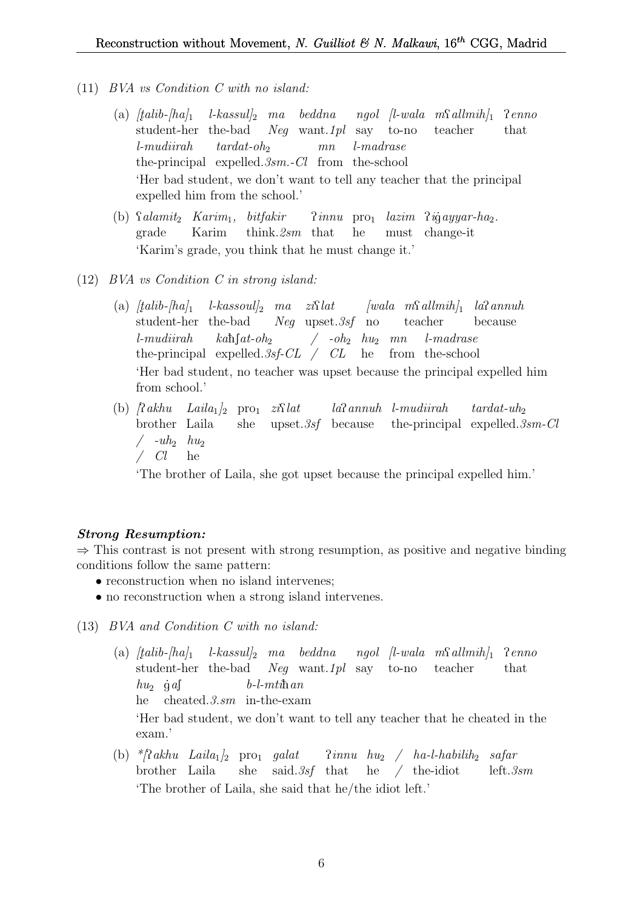(11) *BVA vs Condition C with no island:*

(a) *[ṭalib-[ha]₁ l-kassul]₂ ma beddna ngol [l-wala mʕallmih]₁ ʔenno l-mudiirah tardat-oh₂ mn l-madrase*
student-her the-bad *Neg* want.*1pl* say to-no teacher that the-principal expelled.*3sm.-Cl* from the-school
'Her bad student, we don't want to tell any teacher that the principal expelled him from the school.'

(b) *ʕalamit₂ Karim₁, bitfakir ʔinnu* pro₁ *lazim ʔiġayyar-ha₂.*
grade Karim think.*2sm* that he must change-it
'Karim's grade, you think that he must change it.'

(12) *BVA vs Condition C in strong island:*

(a) *[ṭalib-[ha]₁ l-kassoul]₂ ma ziʕlat [wala mʕallmih]₁ laʔannuh l-mudiirah kaħʃat-oh₂ / -oh₂ hu₂ mn l-madrase*
student-her the-bad *Neg* upset.*3sf* no teacher because the-principal expelled.*3sf-CL* / *CL* he from the-school
'Her bad student, no teacher was upset because the principal expelled him from school.'

(b) *[ʔakhu Laila₁]₂* pro₁ *ziʕlat laʔannuh l-mudiirah tardat-uh₂ / -uh₂ hu₂*
brother Laila she upset.*3sf* because the-principal expelled.*3sm-Cl* / *Cl* he
'The brother of Laila, she got upset because the principal expelled him.'

***Strong Resumption:***

⇒ This contrast is not present with strong resumption, as positive and negative binding conditions follow the same pattern:

- reconstruction when no island intervenes;
- no reconstruction when a strong island intervenes.

(13) *BVA and Condition C with no island:*

(a) *[ṭalib-[ha]₁ l-kassul]₂ ma beddna ngol [l-wala mʕallmih]₁ ʔenno hu₂ ġaʃ b-l-mtiħan*
student-her the-bad *Neg* want.*1pl* say to-no teacher that he cheated.*3.sm* in-the-exam
'Her bad student, we don't want to tell any teacher that he cheated in the exam.'

(b) **[ʔakhu Laila₁]₂* pro₁ *galat ʔinnu hu₂ / ha-l-habilih₂ safar*
brother Laila she said.*3sf* that he / the-idiot left.*3sm*
'The brother of Laila, she said that he/the idiot left.'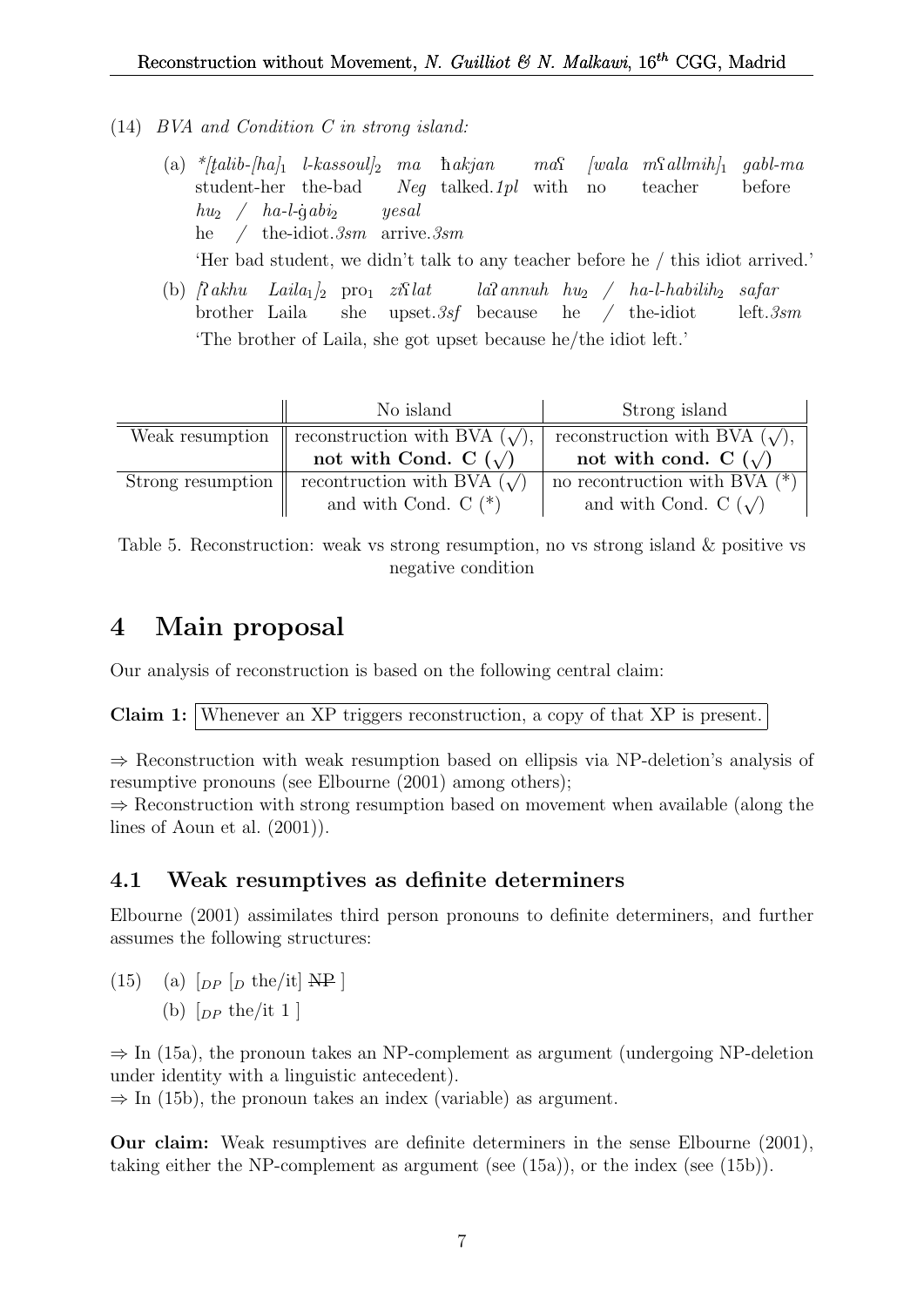(14) *BVA and Condition C in strong island:*

(a) *\*[ṭalib-[ha]$_1$ l-kassoul]$_2$ ma ħakjan maʕ [wala mʕallmih]$_1$ gabl-ma*
student-her the-bad *Neg* talked.*1pl* with no teacher before
*hu$_2$ / ha-l-ġabi$_2$ yesal*
he / the-idiot.*3sm* arrive.*3sm*
'Her bad student, we didn't talk to any teacher before he / this idiot arrived.'

(b) *[ʔakhu Laila$_1$]$_2$* pro$_1$ *ziʕlat laʔannuh hu$_2$ / ha-l-habilih$_2$ safar*
brother Laila she upset.*3sf* because he / the-idiot left.*3sm*
'The brother of Laila, she got upset because he/the idiot left.'

| | No island | Strong island |
|---|---|---|
| Weak resumption | reconstruction with BVA (√), **not with Cond. C (√)** | reconstruction with BVA (√), **not with cond. C (√)** |
| Strong resumption | recontruction with BVA (√) and with Cond. C (*) | no recontruction with BVA (*) and with Cond. C (√) |

Table 5. Reconstruction: weak vs strong resumption, no vs strong island & positive vs negative condition

# 4 Main proposal

Our analysis of reconstruction is based on the following central claim:

**Claim 1:** Whenever an XP triggers reconstruction, a copy of that XP is present.

⇒ Reconstruction with weak resumption based on ellipsis via NP-deletion's analysis of resumptive pronouns (see Elbourne (2001) among others);

⇒ Reconstruction with strong resumption based on movement when available (along the lines of Aoun et al. (2001)).

## 4.1 Weak resumptives as definite determiners

Elbourne (2001) assimilates third person pronouns to definite determiners, and further assumes the following structures:

(15) (a) $[_{DP}$ $[_{D}$ the/it] ~~NP~~ ]
(b) $[_{DP}$ the/it 1 ]

⇒ In (15a), the pronoun takes an NP-complement as argument (undergoing NP-deletion under identity with a linguistic antecedent).

⇒ In (15b), the pronoun takes an index (variable) as argument.

**Our claim:** Weak resumptives are definite determiners in the sense Elbourne (2001), taking either the NP-complement as argument (see (15a)), or the index (see (15b)).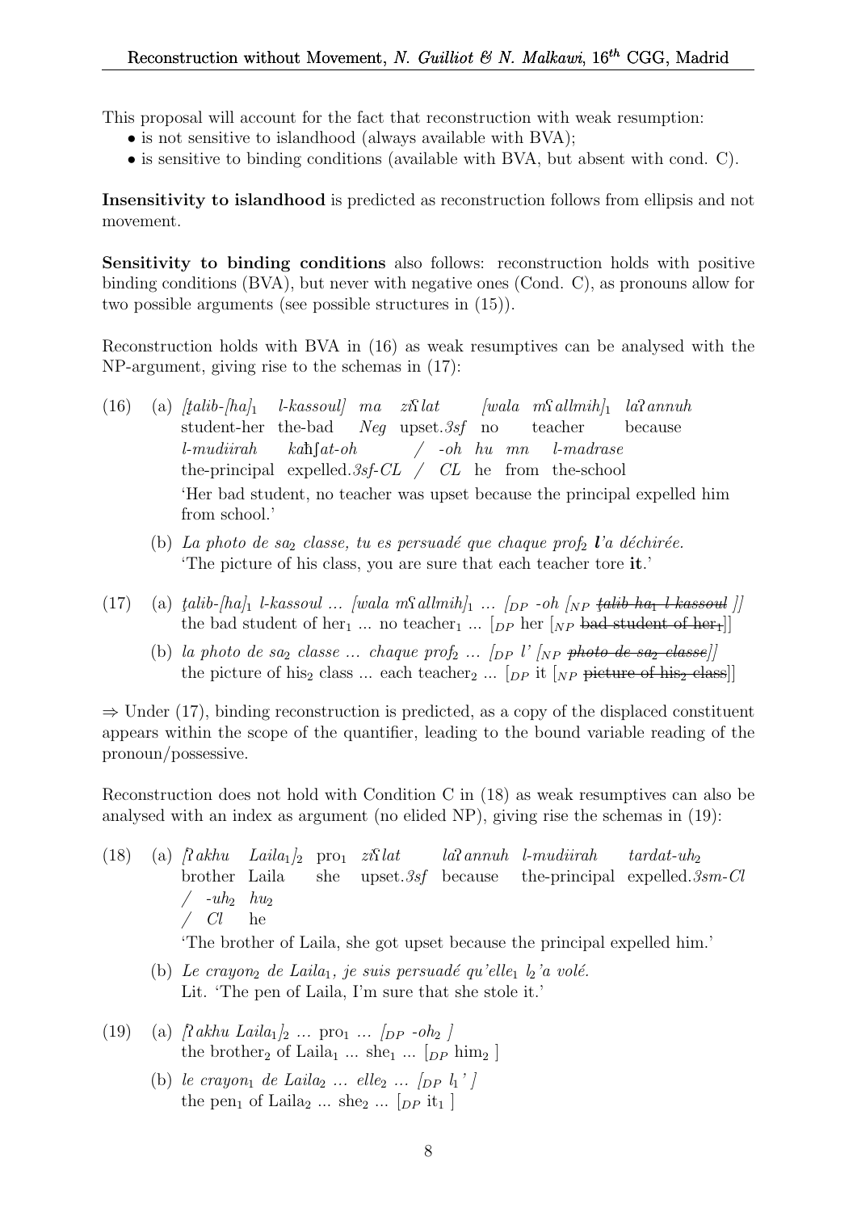This proposal will account for the fact that reconstruction with weak resumption:

- is not sensitive to islandhood (always available with BVA);
- is sensitive to binding conditions (available with BVA, but absent with cond. C).

**Insensitivity to islandhood** is predicted as reconstruction follows from ellipsis and not movement.

**Sensitivity to binding conditions** also follows: reconstruction holds with positive binding conditions (BVA), but never with negative ones (Cond. C), as pronouns allow for two possible arguments (see possible structures in (15)).

Reconstruction holds with BVA in (16) as weak resumptives can be analysed with the NP-argument, giving rise to the schemas in (17):

(16) (a) *[ṭalib-[ha]$_1$ l-kassoul] ma ziʕlat [wala mʕallmih]$_1$ laʔannuh l-mudiirah kaħʃat-oh / -oh hu mn l-madrase*
student-her the-bad *Neg* upset.*3sf* no teacher because the-principal expelled.*3sf-CL* / *CL* he from the-school
'Her bad student, no teacher was upset because the principal expelled him from school.'

(b) *La photo de sa$_2$ classe, tu es persuadé que chaque prof$_2$ **l**'a déchirée.*
'The picture of his class, you are sure that each teacher tore **it**.'

(17) (a) *ṭalib-[ha]$_1$ l-kassoul ... [wala mʕallmih]$_1$ ... [$_{DP}$ -oh [$_{NP}$ ~~ṭalib-ha$_1$ l-kassoul~~ ]]*
the bad student of her$_1$ ... no teacher$_1$ ... [$_{DP}$ her [$_{NP}$ ~~bad student of her$_1$~~]]

(b) *la photo de sa$_2$ classe ... chaque prof$_2$ ... [$_{DP}$ l' [$_{NP}$ ~~photo de sa$_2$ classe~~]]*
the picture of his$_2$ class ... each teacher$_2$ ... [$_{DP}$ it [$_{NP}$ ~~picture of his$_2$ class~~]]

⇒ Under (17), binding reconstruction is predicted, as a copy of the displaced constituent appears within the scope of the quantifier, leading to the bound variable reading of the pronoun/possessive.

Reconstruction does not hold with Condition C in (18) as weak resumptives can also be analysed with an index as argument (no elided NP), giving rise the schemas in (19):

(18) (a) *[ʔakhu Laila$_1$]$_2$* pro$_1$ *ziʕlat laʔannuh l-mudiirah tardat-uh$_2$ / -uh$_2$ hu$_2$*
brother Laila she upset.*3sf* because the-principal expelled.*3sm-Cl* / *Cl* he
'The brother of Laila, she got upset because the principal expelled him.'

(b) *Le crayon$_2$ de Laila$_1$, je suis persuadé qu'elle$_1$ l$_2$'a volé.*
Lit. 'The pen of Laila, I'm sure that she stole it.'

(19) (a) *[ʔakhu Laila$_1$]$_2$ ...* pro$_1$ *... [$_{DP}$ -oh$_2$ ]*
the brother$_2$ of Laila$_1$ ... she$_1$ ... [$_{DP}$ him$_2$ ]

(b) *le crayon$_1$ de Laila$_2$ ... elle$_2$ ... [$_{DP}$ l$_1$' ]*
the pen$_1$ of Laila$_2$ ... she$_2$ ... [$_{DP}$ it$_1$ ]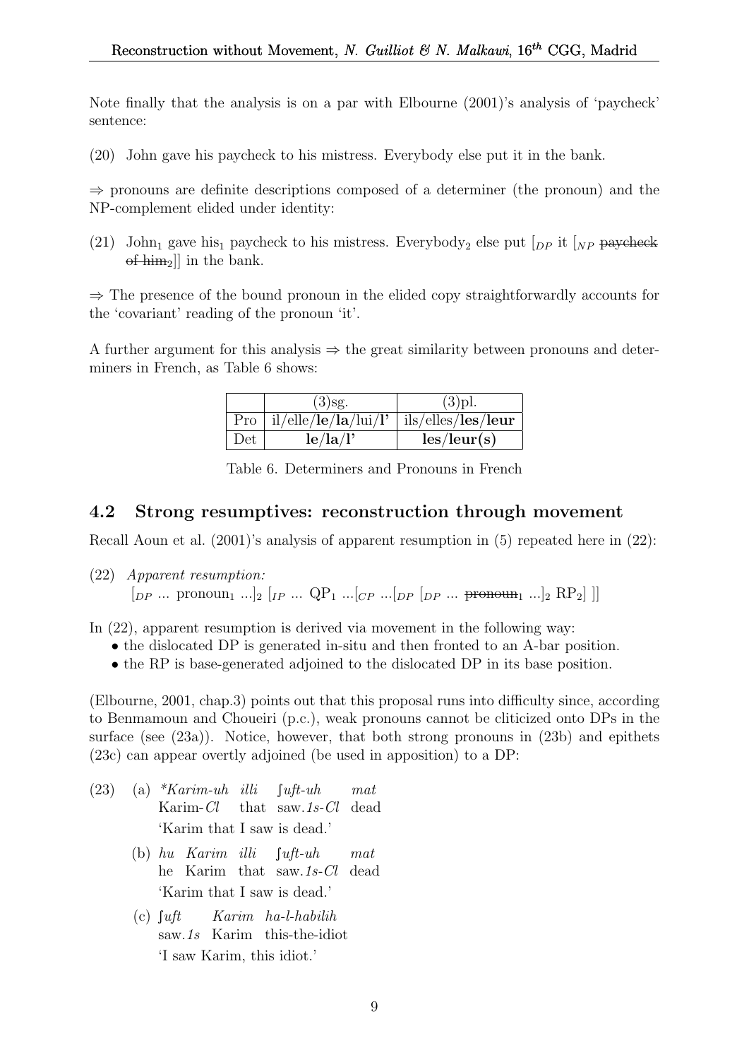Note finally that the analysis is on a par with Elbourne (2001)'s analysis of 'paycheck' sentence:

(20) John gave his paycheck to his mistress. Everybody else put it in the bank.

⇒ pronouns are definite descriptions composed of a determiner (the pronoun) and the NP-complement elided under identity:

(21) John$_1$ gave his$_1$ paycheck to his mistress. Everybody$_2$ else put $[_{DP}$ it $[_{NP}$ ~~paycheck of him$_2$~~$]]$ in the bank.

⇒ The presence of the bound pronoun in the elided copy straightforwardly accounts for the 'covariant' reading of the pronoun 'it'.

A further argument for this analysis ⇒ the great similarity between pronouns and determiners in French, as Table 6 shows:

| | (3)sg. | (3)pl. |
|---|---|---|
| Pro | il/elle/**le**/**la**/lui/**l'** | ils/elles/**les**/**leur** |
| Det | **le**/**la**/**l'** | **les**/**leur(s)** |

Table 6. Determiners and Pronouns in French

## 4.2 Strong resumptives: reconstruction through movement

Recall Aoun et al. (2001)'s analysis of apparent resumption in (5) repeated here in (22):

(22) *Apparent resumption:*
$[_{DP}$ ... pronoun$_1$ ...$]_2$ $[_{IP}$ ... QP$_1$ ...$[_{CP}$ ...$[_{DP}$ $[_{DP}$ ... ~~pronoun$_1$~~ ...$]_2$ RP$_2]$ $]]$

In (22), apparent resumption is derived via movement in the following way:

- the dislocated DP is generated in-situ and then fronted to an A-bar position.
- the RP is base-generated adjoined to the dislocated DP in its base position.

(Elbourne, 2001, chap.3) points out that this proposal runs into difficulty since, according to Benmamoun and Choueiri (p.c.), weak pronouns cannot be cliticized onto DPs in the surface (see (23a)). Notice, however, that both strong pronouns in (23b) and epithets (23c) can appear overtly adjoined (be used in apposition) to a DP:

(23) (a) *\*Karim-uh illi ʃuft-uh mat*
Karim-*Cl* that saw.*1s*-*Cl* dead
'Karim that I saw is dead.'

(b) *hu Karim illi ʃuft-uh mat*
he Karim that saw.*1s*-*Cl* dead
'Karim that I saw is dead.'

(c) *ʃuft Karim ha-l-habilih*
saw.*1s* Karim this-the-idiot
'I saw Karim, this idiot.'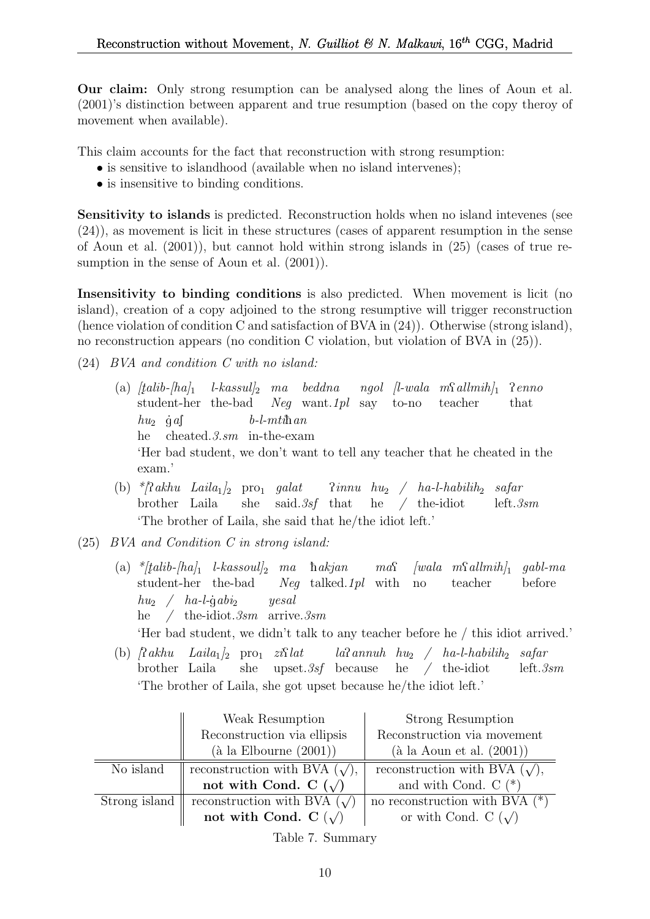**Our claim:** Only strong resumption can be analysed along the lines of Aoun et al. (2001)'s distinction between apparent and true resumption (based on the copy theroy of movement when available).

This claim accounts for the fact that reconstruction with strong resumption:

- is sensitive to islandhood (available when no island intervenes);
- is insensitive to binding conditions.

**Sensitivity to islands** is predicted. Reconstruction holds when no island intevenes (see (24)), as movement is licit in these structures (cases of apparent resumption in the sense of Aoun et al. (2001)), but cannot hold within strong islands in (25) (cases of true resumption in the sense of Aoun et al. (2001)).

**Insensitivity to binding conditions** is also predicted. When movement is licit (no island), creation of a copy adjoined to the strong resumptive will trigger reconstruction (hence violation of condition C and satisfaction of BVA in (24)). Otherwise (strong island), no reconstruction appears (no condition C violation, but violation of BVA in (25)).

(24) *BVA and condition C with no island:*

(a) *[ṭalib-[ha]$_1$ l-kassul]$_2$ ma beddna ngol [l-wala mʕallmih]$_1$ ʔenno hu$_2$ ġaʃ b-l-mtiħan*
student-her the-bad *Neg* want.*1pl* say to-no teacher that he cheated.*3.sm* in-the-exam
'Her bad student, we don't want to tell any teacher that he cheated in the exam.'

(b) **[ʔakhu Laila$_1$]$_2$ pro$_1$ galat ʔinnu hu$_2$ / ha-l-habilih$_2$ safar*
brother Laila she said.*3sf* that he / the-idiot left.*3sm*
'The brother of Laila, she said that he/the idiot left.'

(25) *BVA and Condition C in strong island:*

(a) **[ṭalib-[ha]$_1$ l-kassoul]$_2$ ma ħakjan maʕ [wala mʕallmih]$_1$ gabl-ma hu$_2$ / ha-l-ġabi$_2$ yesal*
student-her the-bad *Neg* talked.*1pl* with no teacher before he / the-idiot.*3sm* arrive.*3sm*
'Her bad student, we didn't talk to any teacher before he / this idiot arrived.'

(b) *[ʔakhu Laila$_1$]$_2$ pro$_1$ ziʕlat laʔannuh hu$_2$ / ha-l-habilih$_2$ safar*
brother Laila she upset.*3sf* because he / the-idiot left.*3sm*
'The brother of Laila, she got upset because he/the idiot left.'

| | Weak Resumption<br>Reconstruction via ellipsis<br>(à la Elbourne (2001)) | Strong Resumption<br>Reconstruction via movement<br>(à la Aoun et al. (2001)) |
|---|---|---|
| No island | reconstruction with BVA (√),<br>**not with Cond. C (√)** | reconstruction with BVA (√),<br>and with Cond. C (*) |
| Strong island | reconstruction with BVA (√)<br>**not with Cond. C (√)** | no reconstruction with BVA (*)<br>or with Cond. C (√) |

Table 7. Summary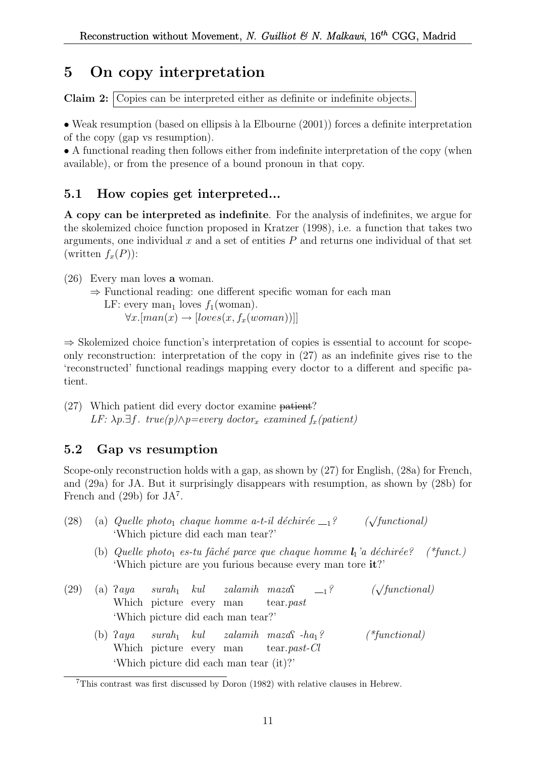# 5 On copy interpretation

**Claim 2:** Copies can be interpreted either as definite or indefinite objects.

• Weak resumption (based on ellipsis à la Elbourne (2001)) forces a definite interpretation of the copy (gap vs resumption).
• A functional reading then follows either from indefinite interpretation of the copy (when available), or from the presence of a bound pronoun in that copy.

## 5.1 How copies get interpreted...

**A copy can be interpreted as indefinite**. For the analysis of indefinites, we argue for the skolemized choice function proposed in Kratzer (1998), i.e. a function that takes two arguments, one individual $x$ and a set of entities $P$ and returns one individual of that set (written $f_x(P)$):

(26) Every man loves **a** woman.
⇒ Functional reading: one different specific woman for each man
LF: every man$_1$ loves $f_1$(woman).
$\forall x.[man(x) \rightarrow [loves(x, f_x(woman))]]$

⇒ Skolemized choice function's interpretation of copies is essential to account for scope-only reconstruction: interpretation of the copy in (27) as an indefinite gives rise to the 'reconstructed' functional readings mapping every doctor to a different and specific patient.

(27) Which patient did every doctor examine ~~patient~~?
*LF:* $\lambda p.\exists f.\ true(p) \wedge p =$ *every doctor*$_x$ *examined* $f_x$*(patient)*

## 5.2 Gap vs resumption

Scope-only reconstruction holds with a gap, as shown by (27) for English, (28a) for French, and (29a) for JA. But it surprisingly disappears with resumption, as shown by (28b) for French and (29b) for JA[7].

(28) (a) *Quelle photo*$_1$ *chaque homme a-t-il déchirée* \_$_1$*?* (√*functional*)
'Which picture did each man tear?'

(b) *Quelle photo*$_1$ *es-tu fâché parce que chaque homme* ***l***$_1$*'a déchirée?* (*\*funct.*)
'Which picture are you furious because every man tore **it**?'

(29) (a) *ʔaya surah*$_1$ *kul zalamih mazaʕ* \_$_1$*?* (√*functional*)
Which picture every man tear.*past*
'Which picture did each man tear?'

(b) *ʔaya surah*$_1$ *kul zalamih mazaʕ -ha*$_1$*?* (*\*functional*)
Which picture every man tear.*past-Cl*
'Which picture did each man tear (it)?'

[7] This contrast was first discussed by Doron (1982) with relative clauses in Hebrew.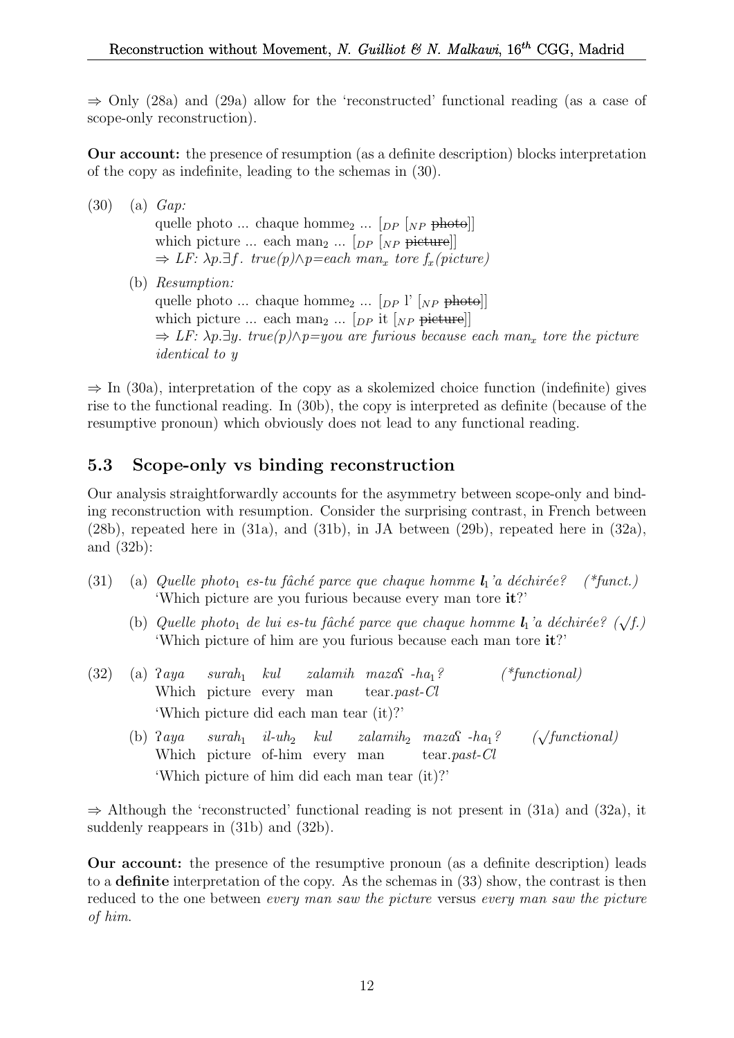⇒ Only (28a) and (29a) allow for the 'reconstructed' functional reading (as a case of scope-only reconstruction).

**Our account:** the presence of resumption (as a definite description) blocks interpretation of the copy as indefinite, leading to the schemas in (30).

(30) (a) *Gap:*
quelle photo ... chaque homme$_2$ ... $[_{DP}\ [_{NP}$ ~~photo~~$]]$
which picture ... each man$_2$ ... $[_{DP}\ [_{NP}$ ~~picture~~$]]$
⇒ *LF:* $\lambda p.\exists f.\ true(p) \wedge p$=*each man*$_x$ *tore* $f_x$*(picture)*

(b) *Resumption:*
quelle photo ... chaque homme$_2$ ... $[_{DP}$ l' $[_{NP}$ ~~photo~~$]]$
which picture ... each man$_2$ ... $[_{DP}$ it $[_{NP}$ ~~picture~~$]]$
⇒ *LF:* $\lambda p.\exists y.\ true(p) \wedge p$=*you are furious because each man*$_x$ *tore the picture identical to y*

⇒ In (30a), interpretation of the copy as a skolemized choice function (indefinite) gives rise to the functional reading. In (30b), the copy is interpreted as definite (because of the resumptive pronoun) which obviously does not lead to any functional reading.

## 5.3 Scope-only vs binding reconstruction

Our analysis straightforwardly accounts for the asymmetry between scope-only and binding reconstruction with resumption. Consider the surprising contrast, in French between (28b), repeated here in (31a), and (31b), in JA between (29b), repeated here in (32a), and (32b):

(31) (a) *Quelle photo*$_1$ *es-tu fâché parce que chaque homme* ***l***$_1$*'a déchirée?* (*funct.)
'Which picture are you furious because every man tore **it**?'

(b) *Quelle photo*$_1$ *de lui es-tu fâché parce que chaque homme* ***l***$_1$*'a déchirée?* (√f.)
'Which picture of him are you furious because each man tore **it**?'

(32) (a) *ʔaya surah*$_1$ *kul zalamih mazaʕ -ha*$_1$*?* (*functional)
Which picture every man tear.*past*-*Cl*
'Which picture did each man tear (it)?'

(b) *ʔaya surah*$_1$ *il-uh*$_2$ *kul zalamih*$_2$ *mazaʕ -ha*$_1$*?* (√functional)
Which picture of-him every man tear.*past*-*Cl*
'Which picture of him did each man tear (it)?'

⇒ Although the 'reconstructed' functional reading is not present in (31a) and (32a), it suddenly reappears in (31b) and (32b).

**Our account:** the presence of the resumptive pronoun (as a definite description) leads to a **definite** interpretation of the copy. As the schemas in (33) show, the contrast is then reduced to the one between *every man saw the picture* versus *every man saw the picture of him*.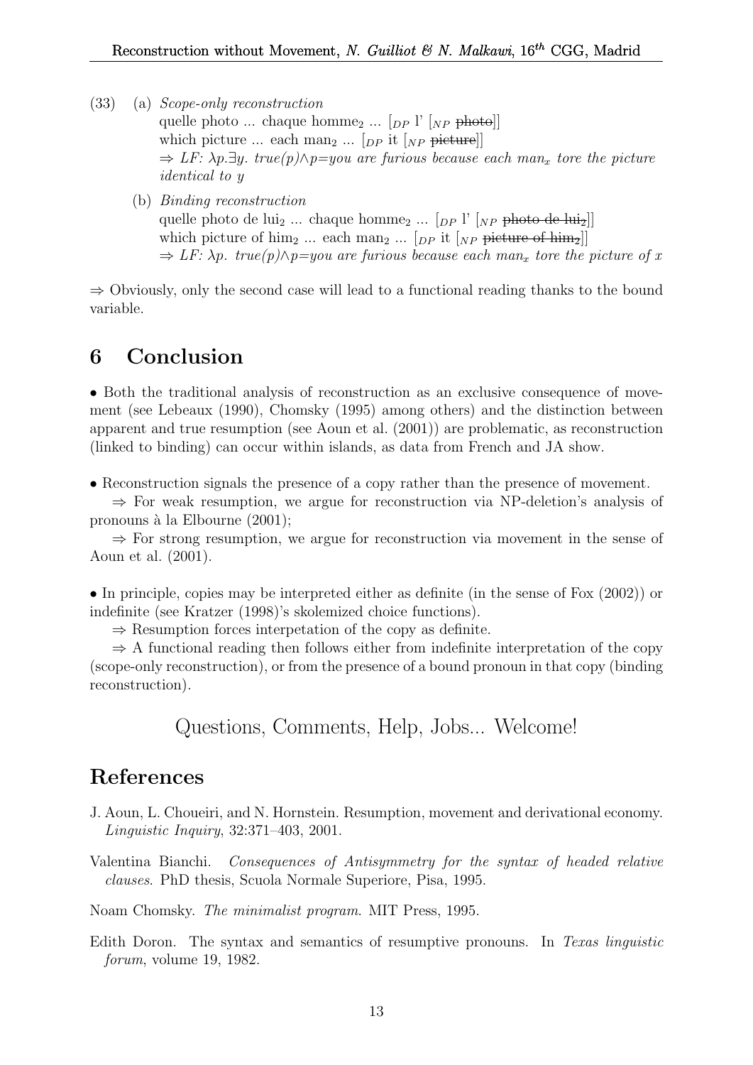(33) (a) *Scope-only reconstruction*
quelle photo ... chaque homme$_2$ ... $[_{DP}$ l' $[_{NP}$ ~~photo~~$]]$
which picture ... each man$_2$ ... $[_{DP}$ it $[_{NP}$ ~~picture~~$]]$
⇒ *LF:* $\lambda p.\exists y.$ *true(p)*$\wedge$*p=you are furious because each man$_x$ tore the picture identical to y*

(b) *Binding reconstruction*
quelle photo de lui$_2$ ... chaque homme$_2$ ... $[_{DP}$ l' $[_{NP}$ ~~photo de lui$_2$~~$]]$
which picture of him$_2$ ... each man$_2$ ... $[_{DP}$ it $[_{NP}$ ~~picture of him$_2$~~$]]$
⇒ *LF:* $\lambda p.$ *true(p)*$\wedge$*p=you are furious because each man$_x$ tore the picture of x*

⇒ Obviously, only the second case will lead to a functional reading thanks to the bound variable.

## 6 Conclusion

• Both the traditional analysis of reconstruction as an exclusive consequence of movement (see Lebeaux (1990), Chomsky (1995) among others) and the distinction between apparent and true resumption (see Aoun et al. (2001)) are problematic, as reconstruction (linked to binding) can occur within islands, as data from French and JA show.

• Reconstruction signals the presence of a copy rather than the presence of movement.

⇒ For weak resumption, we argue for reconstruction via NP-deletion's analysis of pronouns à la Elbourne (2001);

⇒ For strong resumption, we argue for reconstruction via movement in the sense of Aoun et al. (2001).

• In principle, copies may be interpreted either as definite (in the sense of Fox (2002)) or indefinite (see Kratzer (1998)'s skolemized choice functions).

⇒ Resumption forces interpetation of the copy as definite.

⇒ A functional reading then follows either from indefinite interpretation of the copy (scope-only reconstruction), or from the presence of a bound pronoun in that copy (binding reconstruction).

Questions, Comments, Help, Jobs... Welcome!

## References

J. Aoun, L. Choueiri, and N. Hornstein. Resumption, movement and derivational economy. *Linguistic Inquiry*, 32:371–403, 2001.

Valentina Bianchi. *Consequences of Antisymmetry for the syntax of headed relative clauses*. PhD thesis, Scuola Normale Superiore, Pisa, 1995.

Noam Chomsky. *The minimalist program*. MIT Press, 1995.

Edith Doron. The syntax and semantics of resumptive pronouns. In *Texas linguistic forum*, volume 19, 1982.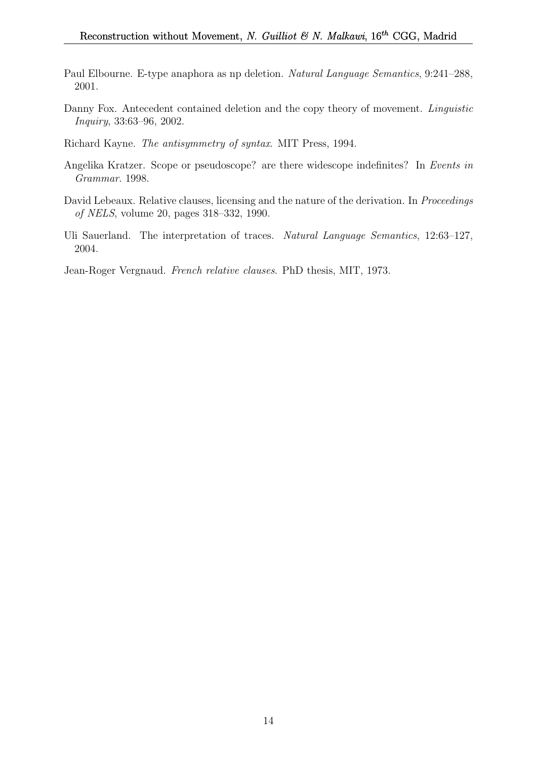Paul Elbourne. E-type anaphora as np deletion. *Natural Language Semantics*, 9:241–288, 2001.

Danny Fox. Antecedent contained deletion and the copy theory of movement. *Linguistic Inquiry*, 33:63–96, 2002.

Richard Kayne. *The antisymmetry of syntax*. MIT Press, 1994.

Angelika Kratzer. Scope or pseudoscope? are there widescope indefinites? In *Events in Grammar*. 1998.

David Lebeaux. Relative clauses, licensing and the nature of the derivation. In *Proceedings of NELS*, volume 20, pages 318–332, 1990.

Uli Sauerland. The interpretation of traces. *Natural Language Semantics*, 12:63–127, 2004.

Jean-Roger Vergnaud. *French relative clauses*. PhD thesis, MIT, 1973.